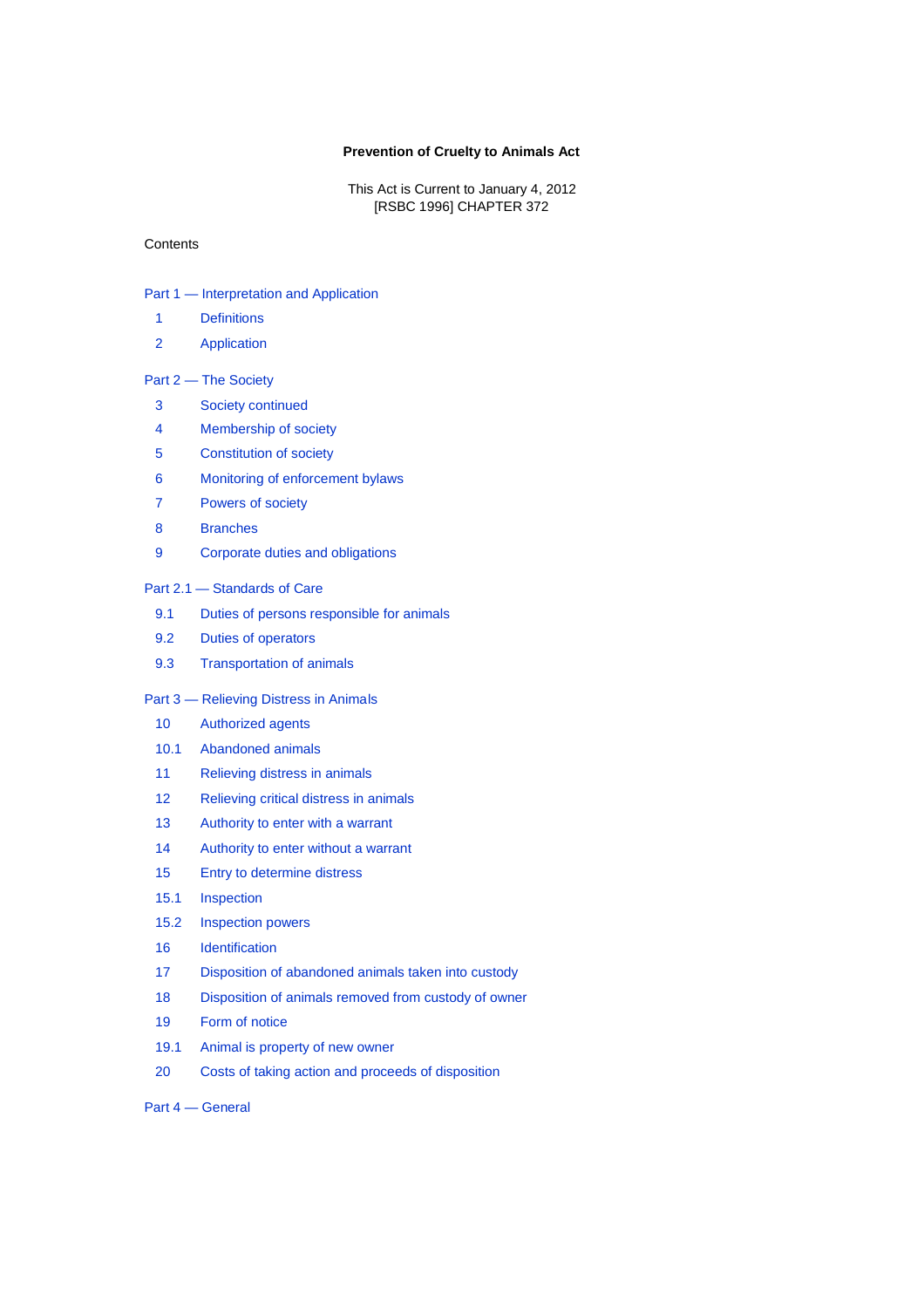# Prevention of Cruelty to Animals Act

This Act is Current to January 4, 2012
[RSBC 1996] CHAPTER 372

Contents

Part 1 — Interpretation and Application

| | |
|---|---|
| 1 | Definitions |
| 2 | Application |

Part 2 — The Society

| | |
|---|---|
| 3 | Society continued |
| 4 | Membership of society |
| 5 | Constitution of society |
| 6 | Monitoring of enforcement bylaws |
| 7 | Powers of society |
| 8 | Branches |
| 9 | Corporate duties and obligations |

Part 2.1 — Standards of Care

| | |
|---|---|
| 9.1 | Duties of persons responsible for animals |
| 9.2 | Duties of operators |
| 9.3 | Transportation of animals |

Part 3 — Relieving Distress in Animals

| | |
|---|---|
| 10 | Authorized agents |
| 10.1 | Abandoned animals |
| 11 | Relieving distress in animals |
| 12 | Relieving critical distress in animals |
| 13 | Authority to enter with a warrant |
| 14 | Authority to enter without a warrant |
| 15 | Entry to determine distress |
| 15.1 | Inspection |
| 15.2 | Inspection powers |
| 16 | Identification |
| 17 | Disposition of abandoned animals taken into custody |
| 18 | Disposition of animals removed from custody of owner |
| 19 | Form of notice |
| 19.1 | Animal is property of new owner |
| 20 | Costs of taking action and proceeds of disposition |

Part 4 — General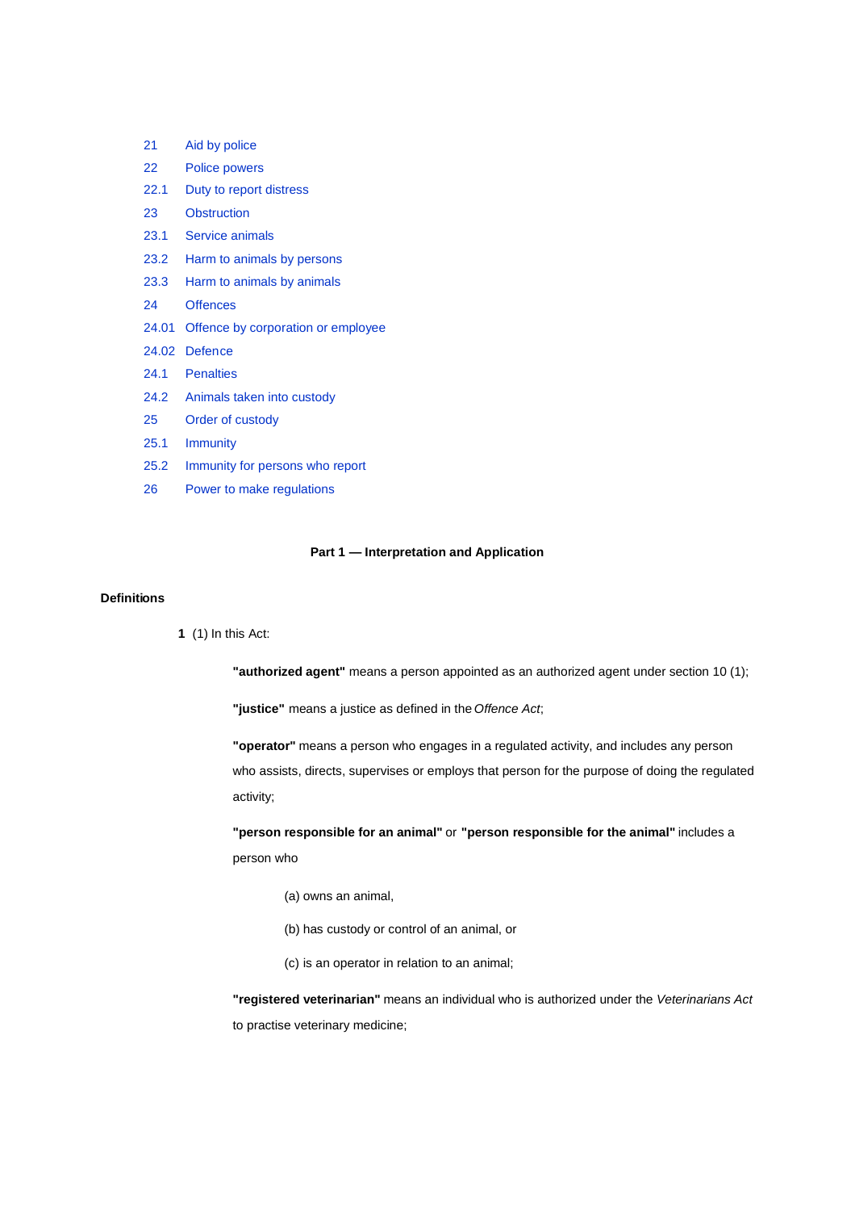| | |
|---|---|
| 21 | Aid by police |
| 22 | Police powers |
| 22.1 | Duty to report distress |
| 23 | Obstruction |
| 23.1 | Service animals |
| 23.2 | Harm to animals by persons |
| 23.3 | Harm to animals by animals |
| 24 | Offences |
| 24.01 | Offence by corporation or employee |
| 24.02 | Defence |
| 24.1 | Penalties |
| 24.2 | Animals taken into custody |
| 25 | Order of custody |
| 25.1 | Immunity |
| 25.2 | Immunity for persons who report |
| 26 | Power to make regulations |

## Part 1 — Interpretation and Application

### Definitions

**1** (1) In this Act:

**"authorized agent"** means a person appointed as an authorized agent under section 10 (1);

**"justice"** means a justice as defined in the *Offence Act*;

**"operator"** means a person who engages in a regulated activity, and includes any person who assists, directs, supervises or employs that person for the purpose of doing the regulated activity;

**"person responsible for an animal"** or **"person responsible for the animal"** includes a person who

(a) owns an animal,

(b) has custody or control of an animal, or

(c) is an operator in relation to an animal;

**"registered veterinarian"** means an individual who is authorized under the *Veterinarians Act* to practise veterinary medicine;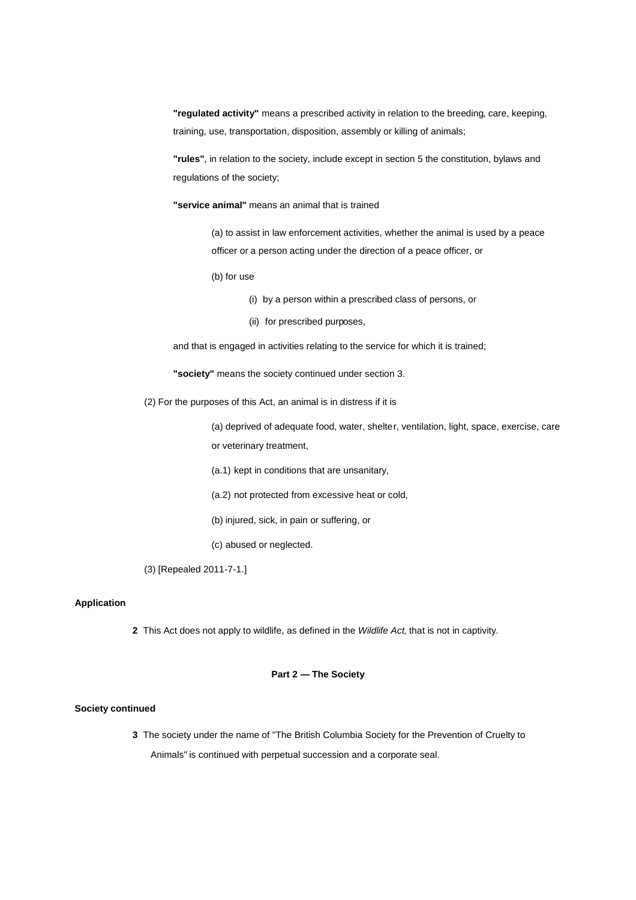**"regulated activity"** means a prescribed activity in relation to the breeding, care, keeping, training, use, transportation, disposition, assembly or killing of animals;

**"rules"**, in relation to the society, include except in section 5 the constitution, bylaws and regulations of the society;

**"service animal"** means an animal that is trained

(a) to assist in law enforcement activities, whether the animal is used by a peace officer or a person acting under the direction of a peace officer, or

(b) for use

(i) by a person within a prescribed class of persons, or

(ii) for prescribed purposes,

and that is engaged in activities relating to the service for which it is trained;

**"society"** means the society continued under section 3.

(2) For the purposes of this Act, an animal is in distress if it is

(a) deprived of adequate food, water, shelter, ventilation, light, space, exercise, care or veterinary treatment,

(a.1) kept in conditions that are unsanitary,

(a.2) not protected from excessive heat or cold,

(b) injured, sick, in pain or suffering, or

(c) abused or neglected.

(3) [Repealed 2011-7-1.]

**Application**

**2** This Act does not apply to wildlife, as defined in the *Wildlife Act*, that is not in captivity.

## Part 2 — The Society

**Society continued**

**3** The society under the name of "The British Columbia Society for the Prevention of Cruelty to Animals" is continued with perpetual succession and a corporate seal.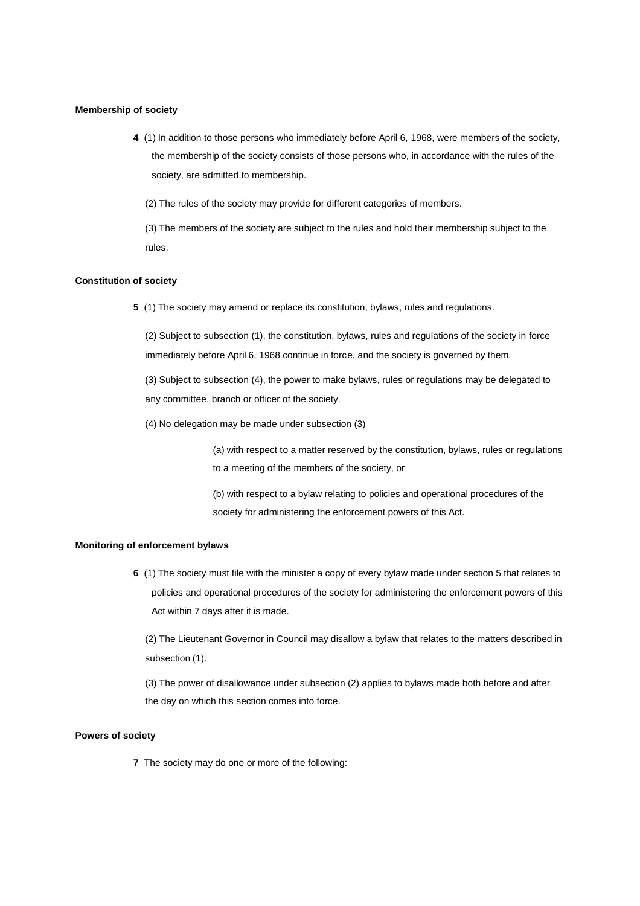**Membership of society**

**4** (1) In addition to those persons who immediately before April 6, 1968, were members of the society, the membership of the society consists of those persons who, in accordance with the rules of the society, are admitted to membership.

(2) The rules of the society may provide for different categories of members.

(3) The members of the society are subject to the rules and hold their membership subject to the rules.

**Constitution of society**

**5** (1) The society may amend or replace its constitution, bylaws, rules and regulations.

(2) Subject to subsection (1), the constitution, bylaws, rules and regulations of the society in force immediately before April 6, 1968 continue in force, and the society is governed by them.

(3) Subject to subsection (4), the power to make bylaws, rules or regulations may be delegated to any committee, branch or officer of the society.

(4) No delegation may be made under subsection (3)

(a) with respect to a matter reserved by the constitution, bylaws, rules or regulations to a meeting of the members of the society, or

(b) with respect to a bylaw relating to policies and operational procedures of the society for administering the enforcement powers of this Act.

**Monitoring of enforcement bylaws**

**6** (1) The society must file with the minister a copy of every bylaw made under section 5 that relates to policies and operational procedures of the society for administering the enforcement powers of this Act within 7 days after it is made.

(2) The Lieutenant Governor in Council may disallow a bylaw that relates to the matters described in subsection (1).

(3) The power of disallowance under subsection (2) applies to bylaws made both before and after the day on which this section comes into force.

**Powers of society**

**7** The society may do one or more of the following: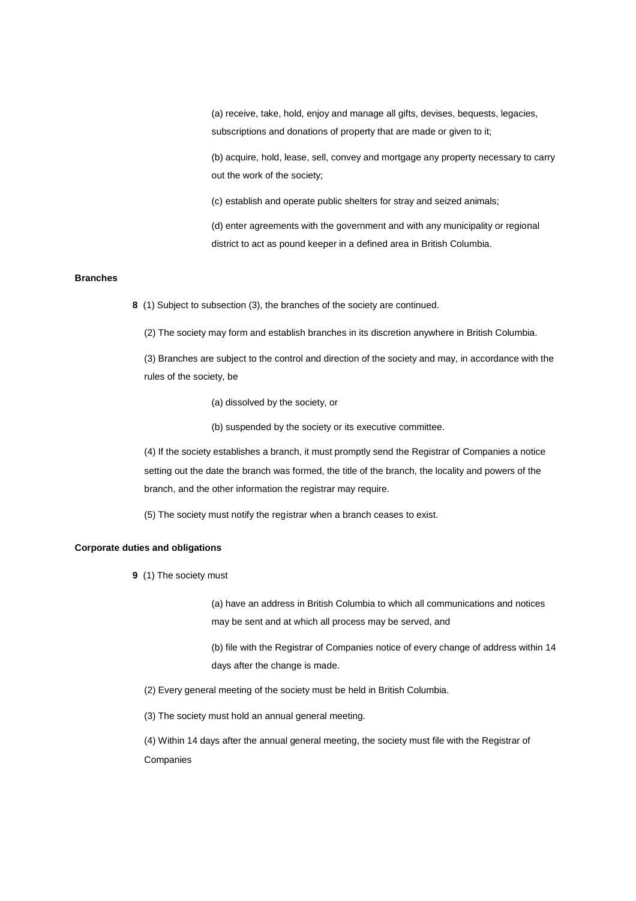(a) receive, take, hold, enjoy and manage all gifts, devises, bequests, legacies, subscriptions and donations of property that are made or given to it;

(b) acquire, hold, lease, sell, convey and mortgage any property necessary to carry out the work of the society;

(c) establish and operate public shelters for stray and seized animals;

(d) enter agreements with the government and with any municipality or regional district to act as pound keeper in a defined area in British Columbia.

**Branches**

**8** (1) Subject to subsection (3), the branches of the society are continued.

(2) The society may form and establish branches in its discretion anywhere in British Columbia.

(3) Branches are subject to the control and direction of the society and may, in accordance with the rules of the society, be

(a) dissolved by the society, or

(b) suspended by the society or its executive committee.

(4) If the society establishes a branch, it must promptly send the Registrar of Companies a notice setting out the date the branch was formed, the title of the branch, the locality and powers of the branch, and the other information the registrar may require.

(5) The society must notify the registrar when a branch ceases to exist.

**Corporate duties and obligations**

**9** (1) The society must

(a) have an address in British Columbia to which all communications and notices may be sent and at which all process may be served, and

(b) file with the Registrar of Companies notice of every change of address within 14 days after the change is made.

(2) Every general meeting of the society must be held in British Columbia.

(3) The society must hold an annual general meeting.

(4) Within 14 days after the annual general meeting, the society must file with the Registrar of Companies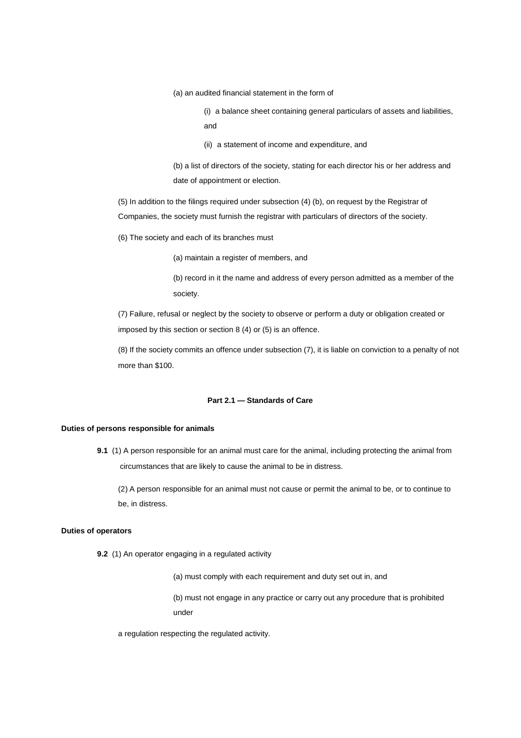(a) an audited financial statement in the form of

(i) a balance sheet containing general particulars of assets and liabilities, and

(ii) a statement of income and expenditure, and

(b) a list of directors of the society, stating for each director his or her address and date of appointment or election.

(5) In addition to the filings required under subsection (4) (b), on request by the Registrar of Companies, the society must furnish the registrar with particulars of directors of the society.

(6) The society and each of its branches must

(a) maintain a register of members, and

(b) record in it the name and address of every person admitted as a member of the society.

(7) Failure, refusal or neglect by the society to observe or perform a duty or obligation created or imposed by this section or section 8 (4) or (5) is an offence.

(8) If the society commits an offence under subsection (7), it is liable on conviction to a penalty of not more than $100.

## Part 2.1 — Standards of Care

### Duties of persons responsible for animals

**9.1** (1) A person responsible for an animal must care for the animal, including protecting the animal from circumstances that are likely to cause the animal to be in distress.

(2) A person responsible for an animal must not cause or permit the animal to be, or to continue to be, in distress.

### Duties of operators

**9.2** (1) An operator engaging in a regulated activity

(a) must comply with each requirement and duty set out in, and

(b) must not engage in any practice or carry out any procedure that is prohibited under

a regulation respecting the regulated activity.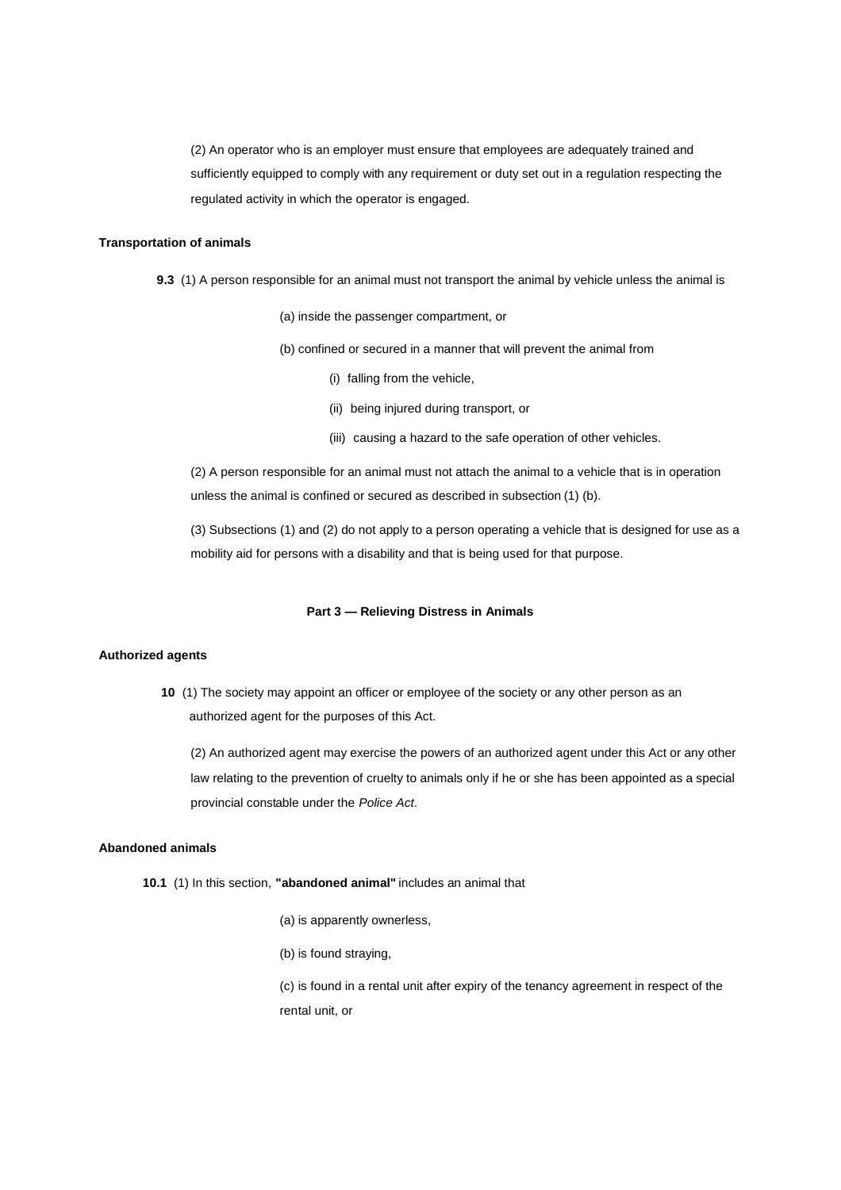(2) An operator who is an employer must ensure that employees are adequately trained and sufficiently equipped to comply with any requirement or duty set out in a regulation respecting the regulated activity in which the operator is engaged.

**Transportation of animals**

**9.3** (1) A person responsible for an animal must not transport the animal by vehicle unless the animal is

(a) inside the passenger compartment, or

(b) confined or secured in a manner that will prevent the animal from

(i) falling from the vehicle,

(ii) being injured during transport, or

(iii) causing a hazard to the safe operation of other vehicles.

(2) A person responsible for an animal must not attach the animal to a vehicle that is in operation unless the animal is confined or secured as described in subsection (1) (b).

(3) Subsections (1) and (2) do not apply to a person operating a vehicle that is designed for use as a mobility aid for persons with a disability and that is being used for that purpose.

## Part 3 — Relieving Distress in Animals

**Authorized agents**

**10** (1) The society may appoint an officer or employee of the society or any other person as an authorized agent for the purposes of this Act.

(2) An authorized agent may exercise the powers of an authorized agent under this Act or any other law relating to the prevention of cruelty to animals only if he or she has been appointed as a special provincial constable under the *Police Act*.

**Abandoned animals**

**10.1** (1) In this section, **"abandoned animal"** includes an animal that

(a) is apparently ownerless,

(b) is found straying,

(c) is found in a rental unit after expiry of the tenancy agreement in respect of the rental unit, or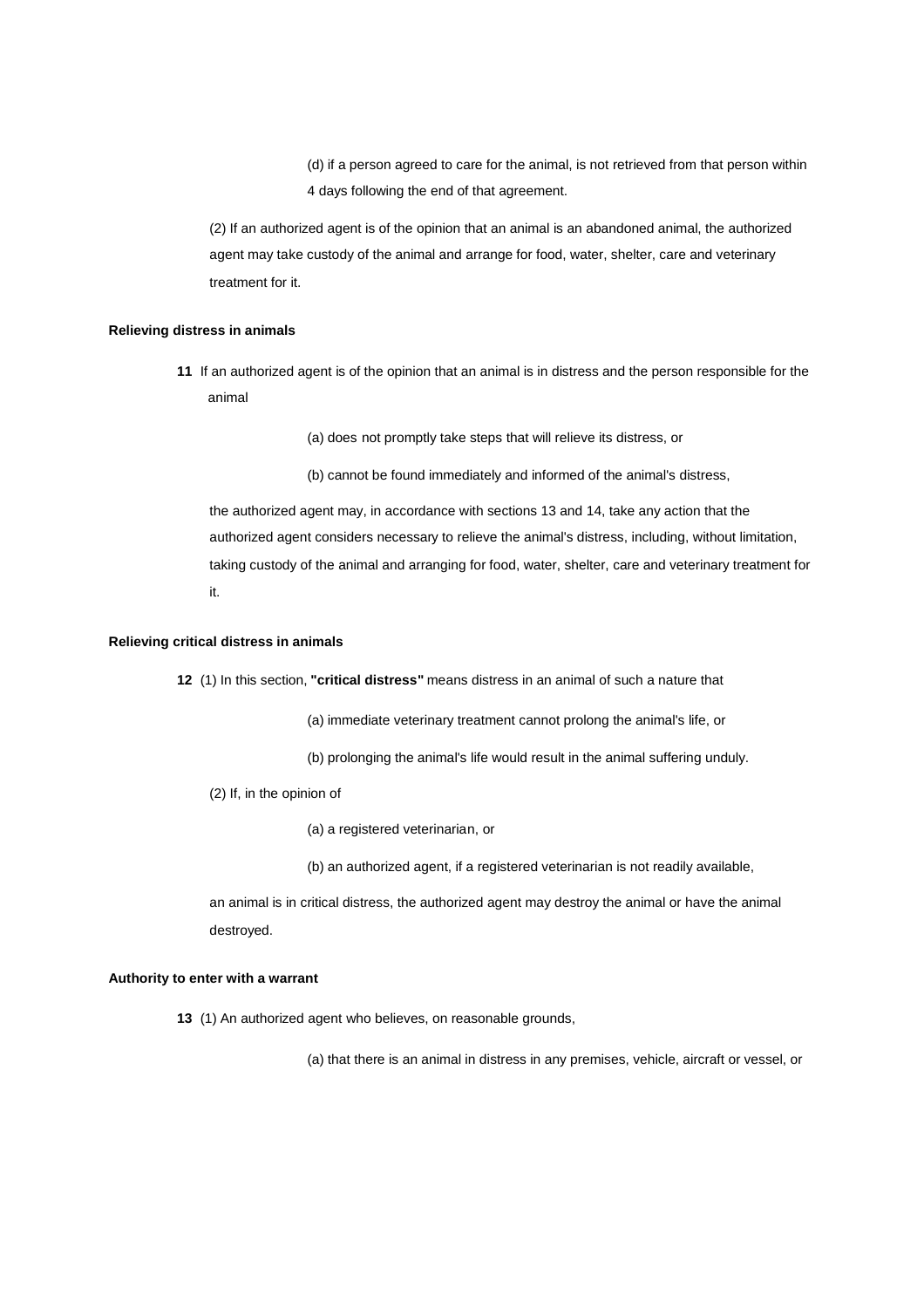(d) if a person agreed to care for the animal, is not retrieved from that person within 4 days following the end of that agreement.

(2) If an authorized agent is of the opinion that an animal is an abandoned animal, the authorized agent may take custody of the animal and arrange for food, water, shelter, care and veterinary treatment for it.

**Relieving distress in animals**

**11** If an authorized agent is of the opinion that an animal is in distress and the person responsible for the animal

(a) does not promptly take steps that will relieve its distress, or

(b) cannot be found immediately and informed of the animal's distress,

the authorized agent may, in accordance with sections 13 and 14, take any action that the authorized agent considers necessary to relieve the animal's distress, including, without limitation, taking custody of the animal and arranging for food, water, shelter, care and veterinary treatment for it.

**Relieving critical distress in animals**

**12** (1) In this section, **"critical distress"** means distress in an animal of such a nature that

(a) immediate veterinary treatment cannot prolong the animal's life, or

(b) prolonging the animal's life would result in the animal suffering unduly.

(2) If, in the opinion of

(a) a registered veterinarian, or

(b) an authorized agent, if a registered veterinarian is not readily available,

an animal is in critical distress, the authorized agent may destroy the animal or have the animal destroyed.

**Authority to enter with a warrant**

**13** (1) An authorized agent who believes, on reasonable grounds,

(a) that there is an animal in distress in any premises, vehicle, aircraft or vessel, or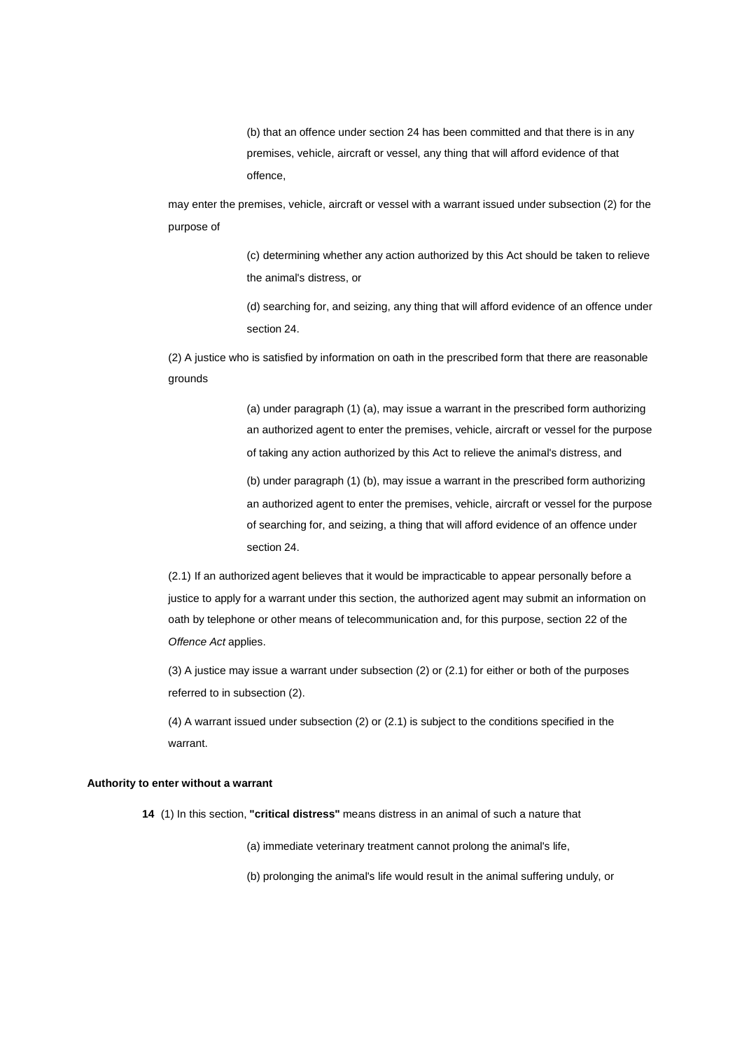(b) that an offence under section 24 has been committed and that there is in any premises, vehicle, aircraft or vessel, any thing that will afford evidence of that offence,

may enter the premises, vehicle, aircraft or vessel with a warrant issued under subsection (2) for the purpose of

(c) determining whether any action authorized by this Act should be taken to relieve the animal's distress, or

(d) searching for, and seizing, any thing that will afford evidence of an offence under section 24.

(2) A justice who is satisfied by information on oath in the prescribed form that there are reasonable grounds

(a) under paragraph (1) (a), may issue a warrant in the prescribed form authorizing an authorized agent to enter the premises, vehicle, aircraft or vessel for the purpose of taking any action authorized by this Act to relieve the animal's distress, and

(b) under paragraph (1) (b), may issue a warrant in the prescribed form authorizing an authorized agent to enter the premises, vehicle, aircraft or vessel for the purpose of searching for, and seizing, a thing that will afford evidence of an offence under section 24.

(2.1) If an authorized agent believes that it would be impracticable to appear personally before a justice to apply for a warrant under this section, the authorized agent may submit an information on oath by telephone or other means of telecommunication and, for this purpose, section 22 of the *Offence Act* applies.

(3) A justice may issue a warrant under subsection (2) or (2.1) for either or both of the purposes referred to in subsection (2).

(4) A warrant issued under subsection (2) or (2.1) is subject to the conditions specified in the warrant.

**Authority to enter without a warrant**

**14** (1) In this section, **"critical distress"** means distress in an animal of such a nature that

(a) immediate veterinary treatment cannot prolong the animal's life,

(b) prolonging the animal's life would result in the animal suffering unduly, or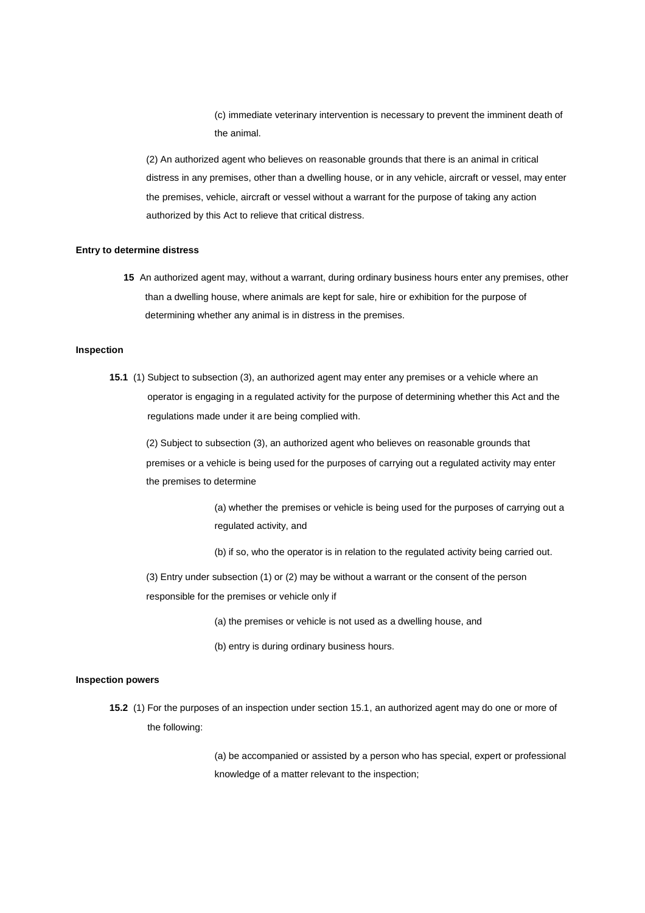(c) immediate veterinary intervention is necessary to prevent the imminent death of the animal.

(2) An authorized agent who believes on reasonable grounds that there is an animal in critical distress in any premises, other than a dwelling house, or in any vehicle, aircraft or vessel, may enter the premises, vehicle, aircraft or vessel without a warrant for the purpose of taking any action authorized by this Act to relieve that critical distress.

**Entry to determine distress**

**15** An authorized agent may, without a warrant, during ordinary business hours enter any premises, other than a dwelling house, where animals are kept for sale, hire or exhibition for the purpose of determining whether any animal is in distress in the premises.

**Inspection**

**15.1** (1) Subject to subsection (3), an authorized agent may enter any premises or a vehicle where an operator is engaging in a regulated activity for the purpose of determining whether this Act and the regulations made under it are being complied with.

(2) Subject to subsection (3), an authorized agent who believes on reasonable grounds that premises or a vehicle is being used for the purposes of carrying out a regulated activity may enter the premises to determine

(a) whether the premises or vehicle is being used for the purposes of carrying out a regulated activity, and

(b) if so, who the operator is in relation to the regulated activity being carried out.

(3) Entry under subsection (1) or (2) may be without a warrant or the consent of the person responsible for the premises or vehicle only if

(a) the premises or vehicle is not used as a dwelling house, and

(b) entry is during ordinary business hours.

**Inspection powers**

**15.2** (1) For the purposes of an inspection under section 15.1, an authorized agent may do one or more of the following:

(a) be accompanied or assisted by a person who has special, expert or professional knowledge of a matter relevant to the inspection;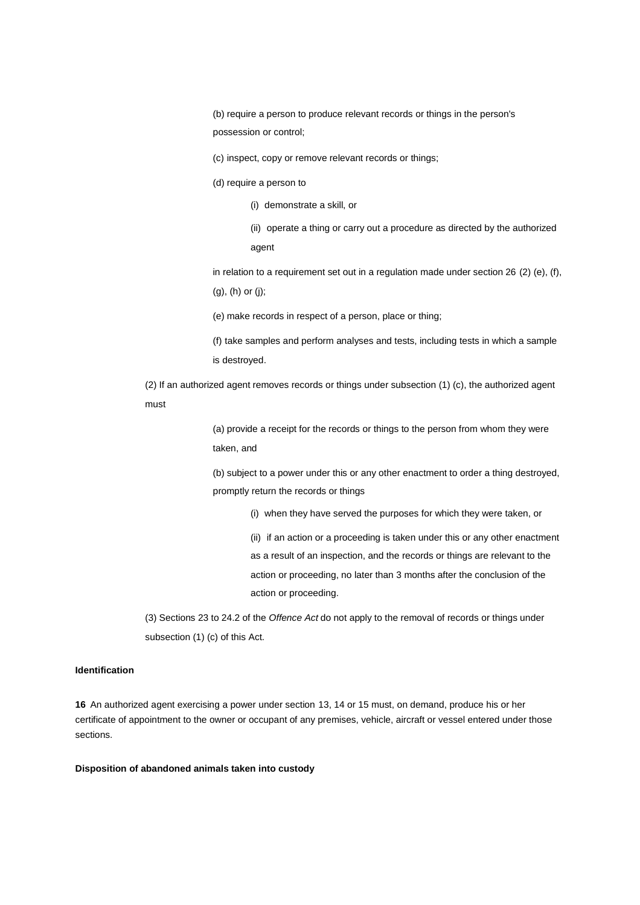(b) require a person to produce relevant records or things in the person's possession or control;

(c) inspect, copy or remove relevant records or things;

(d) require a person to

(i) demonstrate a skill, or

(ii) operate a thing or carry out a procedure as directed by the authorized agent

in relation to a requirement set out in a regulation made under section 26 (2) (e), (f), (g), (h) or (j);

(e) make records in respect of a person, place or thing;

(f) take samples and perform analyses and tests, including tests in which a sample is destroyed.

(2) If an authorized agent removes records or things under subsection (1) (c), the authorized agent must

(a) provide a receipt for the records or things to the person from whom they were taken, and

(b) subject to a power under this or any other enactment to order a thing destroyed, promptly return the records or things

(i) when they have served the purposes for which they were taken, or

(ii) if an action or a proceeding is taken under this or any other enactment as a result of an inspection, and the records or things are relevant to the action or proceeding, no later than 3 months after the conclusion of the action or proceeding.

(3) Sections 23 to 24.2 of the *Offence Act* do not apply to the removal of records or things under subsection (1) (c) of this Act.

**Identification**

**16** An authorized agent exercising a power under section 13, 14 or 15 must, on demand, produce his or her certificate of appointment to the owner or occupant of any premises, vehicle, aircraft or vessel entered under those sections.

**Disposition of abandoned animals taken into custody**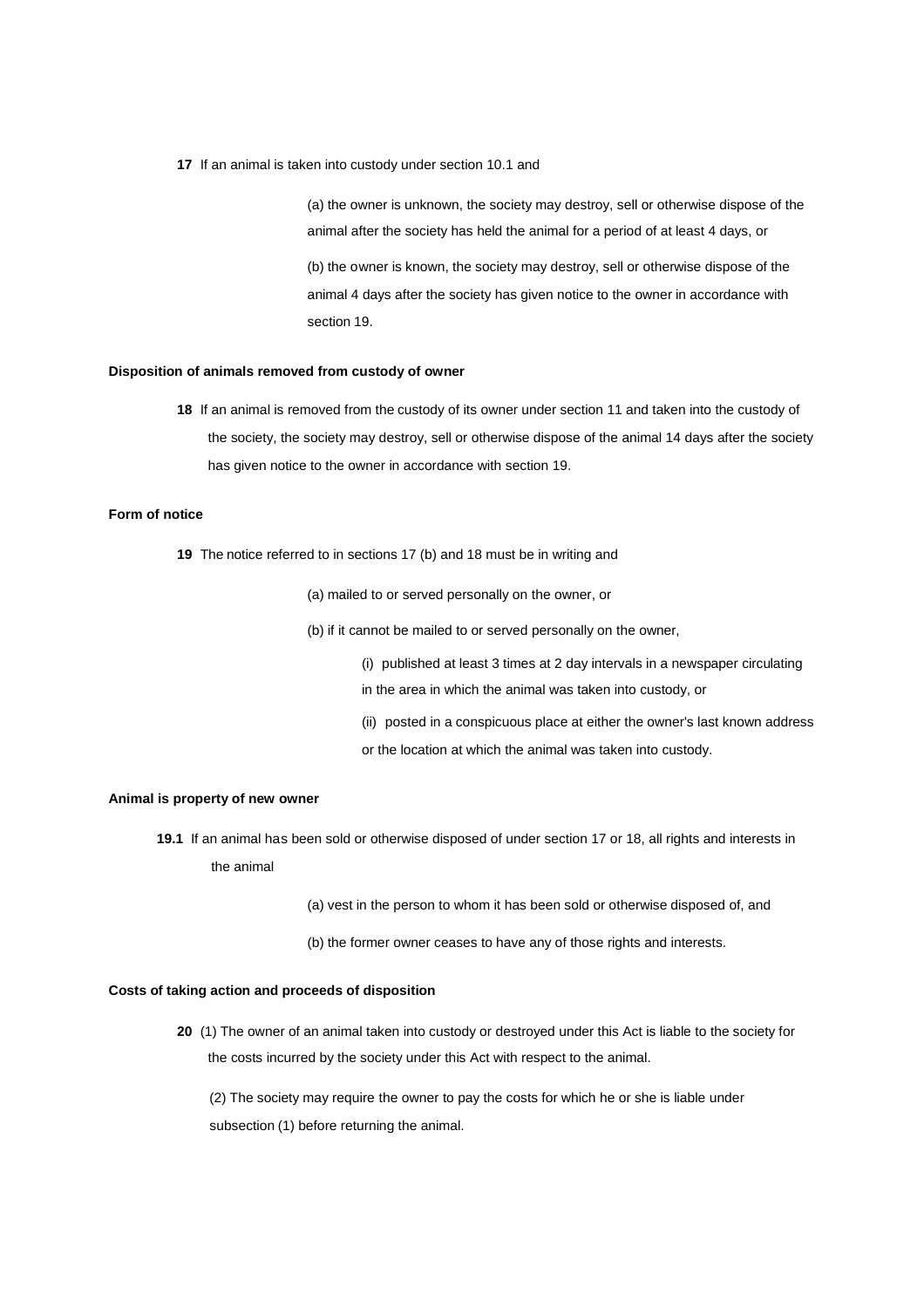**17** If an animal is taken into custody under section 10.1 and

(a) the owner is unknown, the society may destroy, sell or otherwise dispose of the animal after the society has held the animal for a period of at least 4 days, or

(b) the owner is known, the society may destroy, sell or otherwise dispose of the animal 4 days after the society has given notice to the owner in accordance with section 19.

**Disposition of animals removed from custody of owner**

**18** If an animal is removed from the custody of its owner under section 11 and taken into the custody of the society, the society may destroy, sell or otherwise dispose of the animal 14 days after the society has given notice to the owner in accordance with section 19.

**Form of notice**

**19** The notice referred to in sections 17 (b) and 18 must be in writing and

(a) mailed to or served personally on the owner, or

(b) if it cannot be mailed to or served personally on the owner,

(i) published at least 3 times at 2 day intervals in a newspaper circulating in the area in which the animal was taken into custody, or

(ii) posted in a conspicuous place at either the owner's last known address or the location at which the animal was taken into custody.

**Animal is property of new owner**

**19.1** If an animal has been sold or otherwise disposed of under section 17 or 18, all rights and interests in the animal

(a) vest in the person to whom it has been sold or otherwise disposed of, and

(b) the former owner ceases to have any of those rights and interests.

**Costs of taking action and proceeds of disposition**

**20** (1) The owner of an animal taken into custody or destroyed under this Act is liable to the society for the costs incurred by the society under this Act with respect to the animal.

(2) The society may require the owner to pay the costs for which he or she is liable under subsection (1) before returning the animal.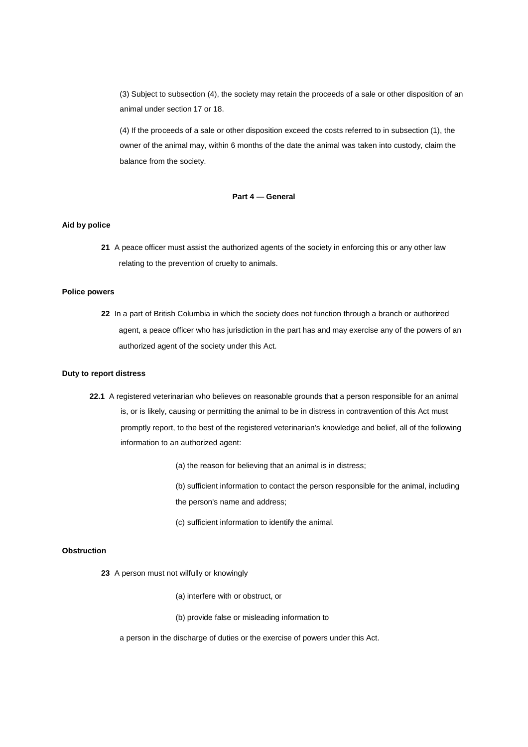(3) Subject to subsection (4), the society may retain the proceeds of a sale or other disposition of an animal under section 17 or 18.

(4) If the proceeds of a sale or other disposition exceed the costs referred to in subsection (1), the owner of the animal may, within 6 months of the date the animal was taken into custody, claim the balance from the society.

## Part 4 — General

**Aid by police**

**21** A peace officer must assist the authorized agents of the society in enforcing this or any other law relating to the prevention of cruelty to animals.

**Police powers**

**22** In a part of British Columbia in which the society does not function through a branch or authorized agent, a peace officer who has jurisdiction in the part has and may exercise any of the powers of an authorized agent of the society under this Act.

**Duty to report distress**

**22.1** A registered veterinarian who believes on reasonable grounds that a person responsible for an animal is, or is likely, causing or permitting the animal to be in distress in contravention of this Act must promptly report, to the best of the registered veterinarian's knowledge and belief, all of the following information to an authorized agent:

(a) the reason for believing that an animal is in distress;

(b) sufficient information to contact the person responsible for the animal, including the person's name and address;

(c) sufficient information to identify the animal.

**Obstruction**

**23** A person must not wilfully or knowingly

(a) interfere with or obstruct, or

(b) provide false or misleading information to

a person in the discharge of duties or the exercise of powers under this Act.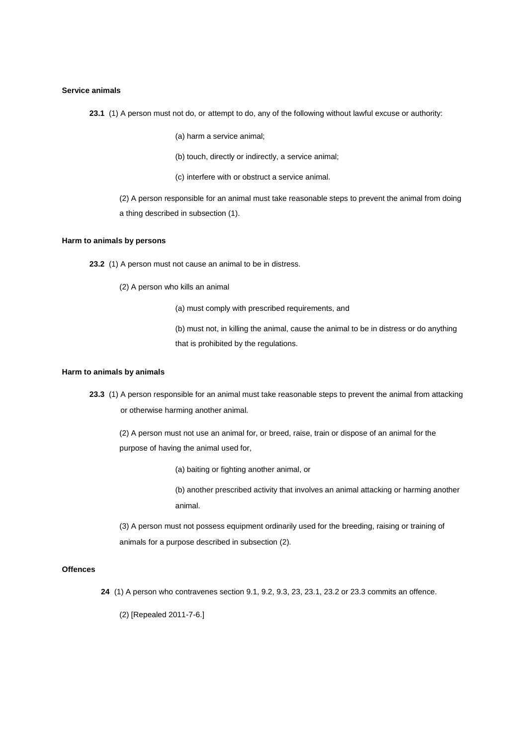**Service animals**

**23.1** (1) A person must not do, or attempt to do, any of the following without lawful excuse or authority:

(a) harm a service animal;

(b) touch, directly or indirectly, a service animal;

(c) interfere with or obstruct a service animal.

(2) A person responsible for an animal must take reasonable steps to prevent the animal from doing a thing described in subsection (1).

**Harm to animals by persons**

**23.2** (1) A person must not cause an animal to be in distress.

(2) A person who kills an animal

(a) must comply with prescribed requirements, and

(b) must not, in killing the animal, cause the animal to be in distress or do anything that is prohibited by the regulations.

**Harm to animals by animals**

**23.3** (1) A person responsible for an animal must take reasonable steps to prevent the animal from attacking or otherwise harming another animal.

(2) A person must not use an animal for, or breed, raise, train or dispose of an animal for the purpose of having the animal used for,

(a) baiting or fighting another animal, or

(b) another prescribed activity that involves an animal attacking or harming another animal.

(3) A person must not possess equipment ordinarily used for the breeding, raising or training of animals for a purpose described in subsection (2).

**Offences**

**24** (1) A person who contravenes section 9.1, 9.2, 9.3, 23, 23.1, 23.2 or 23.3 commits an offence.

(2) [Repealed 2011-7-6.]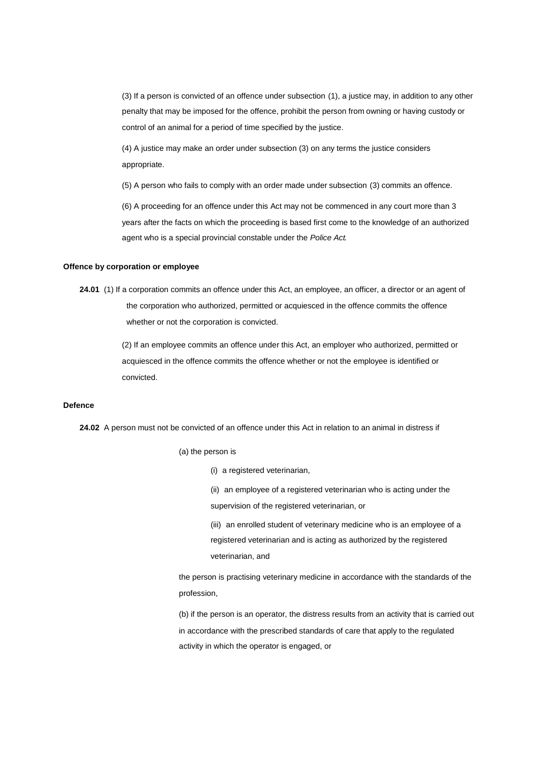(3) If a person is convicted of an offence under subsection (1), a justice may, in addition to any other penalty that may be imposed for the offence, prohibit the person from owning or having custody or control of an animal for a period of time specified by the justice.

(4) A justice may make an order under subsection (3) on any terms the justice considers appropriate.

(5) A person who fails to comply with an order made under subsection (3) commits an offence.

(6) A proceeding for an offence under this Act may not be commenced in any court more than 3 years after the facts on which the proceeding is based first come to the knowledge of an authorized agent who is a special provincial constable under the *Police Act*.

**Offence by corporation or employee**

**24.01** (1) If a corporation commits an offence under this Act, an employee, an officer, a director or an agent of the corporation who authorized, permitted or acquiesced in the offence commits the offence whether or not the corporation is convicted.

(2) If an employee commits an offence under this Act, an employer who authorized, permitted or acquiesced in the offence commits the offence whether or not the employee is identified or convicted.

**Defence**

**24.02** A person must not be convicted of an offence under this Act in relation to an animal in distress if

(a) the person is

(i) a registered veterinarian,

(ii) an employee of a registered veterinarian who is acting under the supervision of the registered veterinarian, or

(iii) an enrolled student of veterinary medicine who is an employee of a registered veterinarian and is acting as authorized by the registered veterinarian, and

the person is practising veterinary medicine in accordance with the standards of the profession,

(b) if the person is an operator, the distress results from an activity that is carried out in accordance with the prescribed standards of care that apply to the regulated activity in which the operator is engaged, or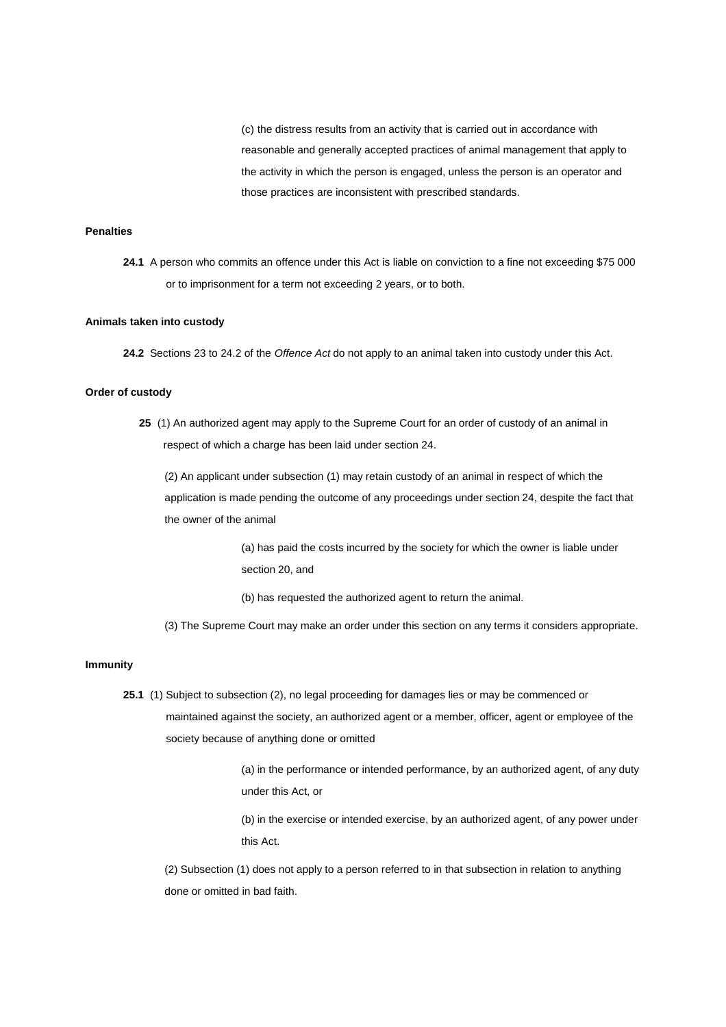(c) the distress results from an activity that is carried out in accordance with reasonable and generally accepted practices of animal management that apply to the activity in which the person is engaged, unless the person is an operator and those practices are inconsistent with prescribed standards.

**Penalties**

**24.1** A person who commits an offence under this Act is liable on conviction to a fine not exceeding $75 000 or to imprisonment for a term not exceeding 2 years, or to both.

**Animals taken into custody**

**24.2** Sections 23 to 24.2 of the *Offence Act* do not apply to an animal taken into custody under this Act.

**Order of custody**

**25** (1) An authorized agent may apply to the Supreme Court for an order of custody of an animal in respect of which a charge has been laid under section 24.

(2) An applicant under subsection (1) may retain custody of an animal in respect of which the application is made pending the outcome of any proceedings under section 24, despite the fact that the owner of the animal

(a) has paid the costs incurred by the society for which the owner is liable under section 20, and

(b) has requested the authorized agent to return the animal.

(3) The Supreme Court may make an order under this section on any terms it considers appropriate.

**Immunity**

**25.1** (1) Subject to subsection (2), no legal proceeding for damages lies or may be commenced or maintained against the society, an authorized agent or a member, officer, agent or employee of the society because of anything done or omitted

(a) in the performance or intended performance, by an authorized agent, of any duty under this Act, or

(b) in the exercise or intended exercise, by an authorized agent, of any power under this Act.

(2) Subsection (1) does not apply to a person referred to in that subsection in relation to anything done or omitted in bad faith.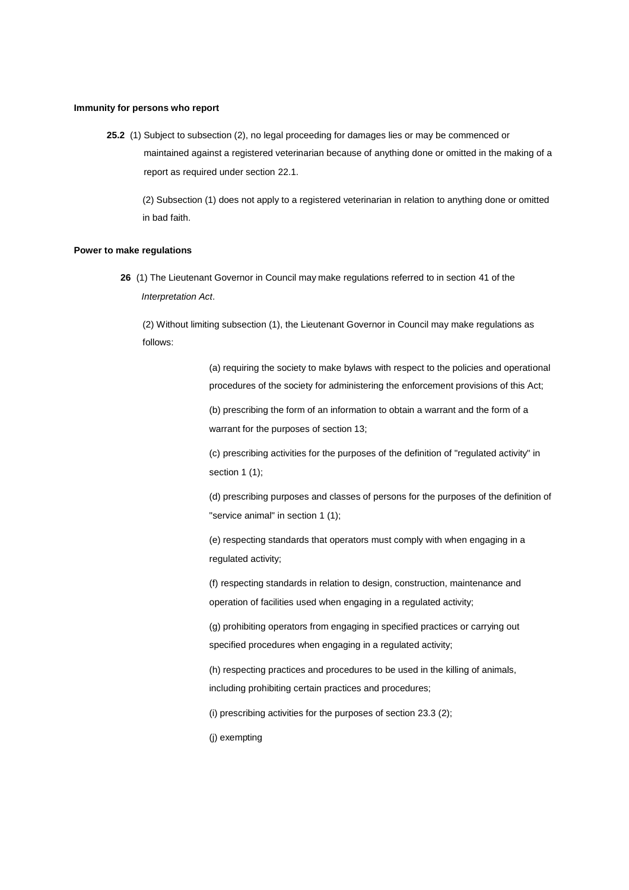**Immunity for persons who report**

**25.2** (1) Subject to subsection (2), no legal proceeding for damages lies or may be commenced or maintained against a registered veterinarian because of anything done or omitted in the making of a report as required under section 22.1.

(2) Subsection (1) does not apply to a registered veterinarian in relation to anything done or omitted in bad faith.

**Power to make regulations**

**26** (1) The Lieutenant Governor in Council may make regulations referred to in section 41 of the *Interpretation Act*.

(2) Without limiting subsection (1), the Lieutenant Governor in Council may make regulations as follows:

(a) requiring the society to make bylaws with respect to the policies and operational procedures of the society for administering the enforcement provisions of this Act;

(b) prescribing the form of an information to obtain a warrant and the form of a warrant for the purposes of section 13;

(c) prescribing activities for the purposes of the definition of "regulated activity" in section 1 (1);

(d) prescribing purposes and classes of persons for the purposes of the definition of "service animal" in section 1 (1);

(e) respecting standards that operators must comply with when engaging in a regulated activity;

(f) respecting standards in relation to design, construction, maintenance and operation of facilities used when engaging in a regulated activity;

(g) prohibiting operators from engaging in specified practices or carrying out specified procedures when engaging in a regulated activity;

(h) respecting practices and procedures to be used in the killing of animals, including prohibiting certain practices and procedures;

(i) prescribing activities for the purposes of section 23.3 (2);

(j) exempting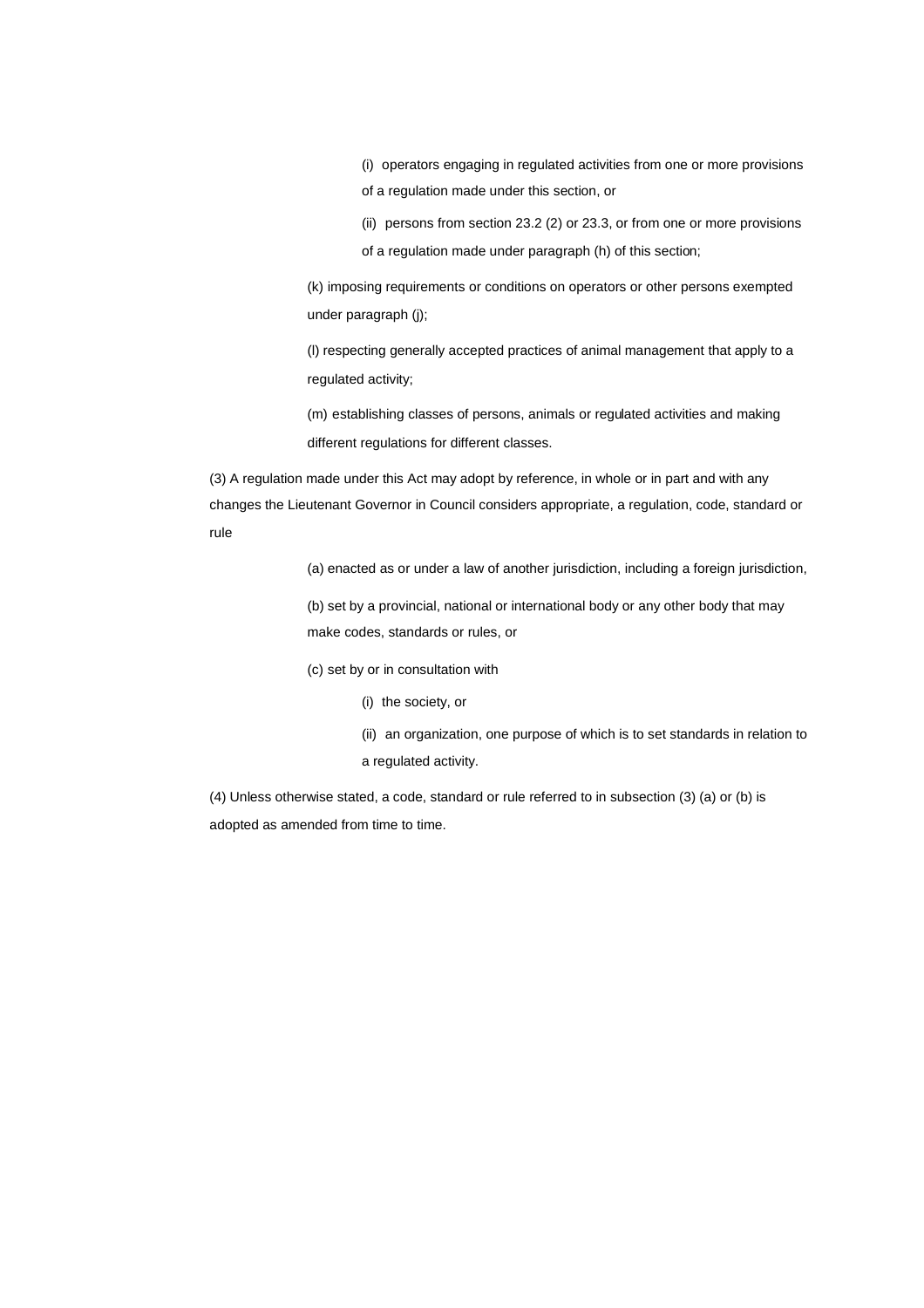(i) operators engaging in regulated activities from one or more provisions of a regulation made under this section, or

(ii) persons from section 23.2 (2) or 23.3, or from one or more provisions of a regulation made under paragraph (h) of this section;

(k) imposing requirements or conditions on operators or other persons exempted under paragraph (j);

(l) respecting generally accepted practices of animal management that apply to a regulated activity;

(m) establishing classes of persons, animals or regulated activities and making different regulations for different classes.

(3) A regulation made under this Act may adopt by reference, in whole or in part and with any changes the Lieutenant Governor in Council considers appropriate, a regulation, code, standard or rule

(a) enacted as or under a law of another jurisdiction, including a foreign jurisdiction,

(b) set by a provincial, national or international body or any other body that may make codes, standards or rules, or

(c) set by or in consultation with

(i) the society, or

(ii) an organization, one purpose of which is to set standards in relation to a regulated activity.

(4) Unless otherwise stated, a code, standard or rule referred to in subsection (3) (a) or (b) is adopted as amended from time to time.